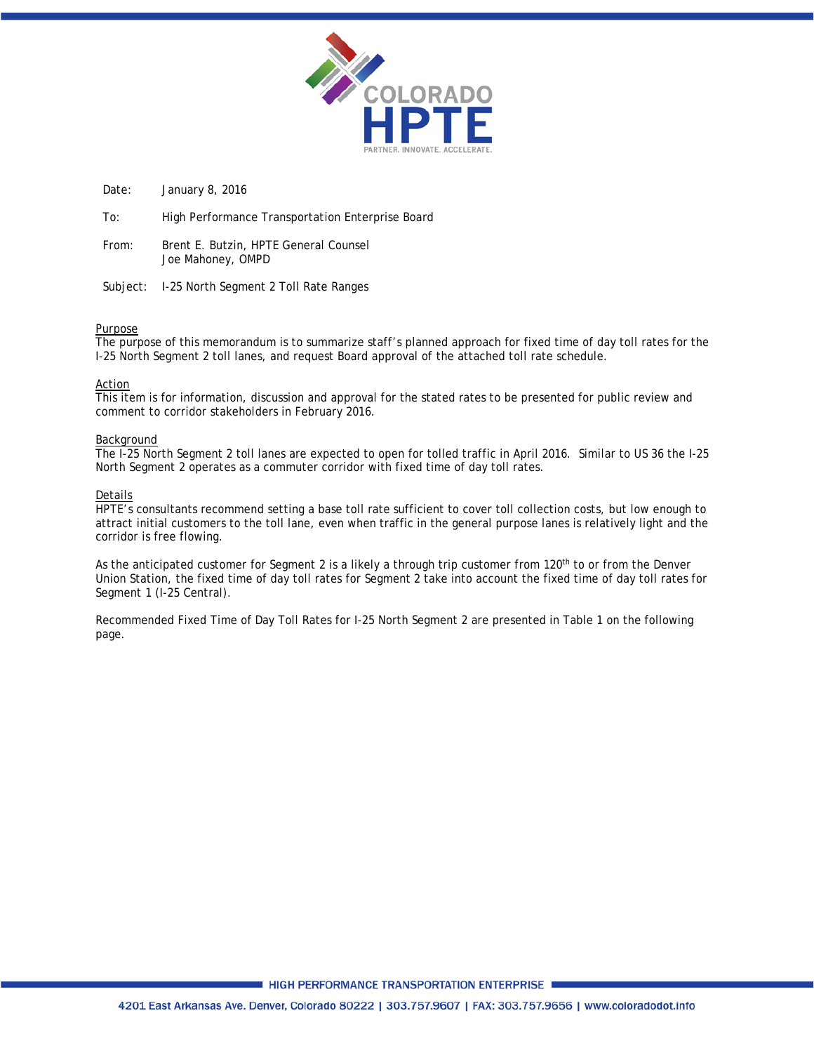Date: January 8, 2016

To: High Performance Transportation Enterprise Board

From: Brent E. Butzin, HPTE General Counsel
Joe Mahoney, OMPD

Subject: I-25 North Segment 2 Toll Rate Ranges

## Purpose

The purpose of this memorandum is to summarize staff's planned approach for fixed time of day toll rates for the I-25 North Segment 2 toll lanes, and request Board approval of the attached toll rate schedule.

## Action

This item is for information, discussion and approval for the stated rates to be presented for public review and comment to corridor stakeholders in February 2016.

## Background

The I-25 North Segment 2 toll lanes are expected to open for tolled traffic in April 2016. Similar to US 36 the I-25 North Segment 2 operates as a commuter corridor with fixed time of day toll rates.

## Details

HPTE's consultants recommend setting a base toll rate sufficient to cover toll collection costs, but low enough to attract initial customers to the toll lane, even when traffic in the general purpose lanes is relatively light and the corridor is free flowing.

As the anticipated customer for Segment 2 is a likely a through trip customer from 120th to or from the Denver Union Station, the fixed time of day toll rates for Segment 2 take into account the fixed time of day toll rates for Segment 1 (I-25 Central).

Recommended Fixed Time of Day Toll Rates for I-25 North Segment 2 are presented in Table 1 on the following page.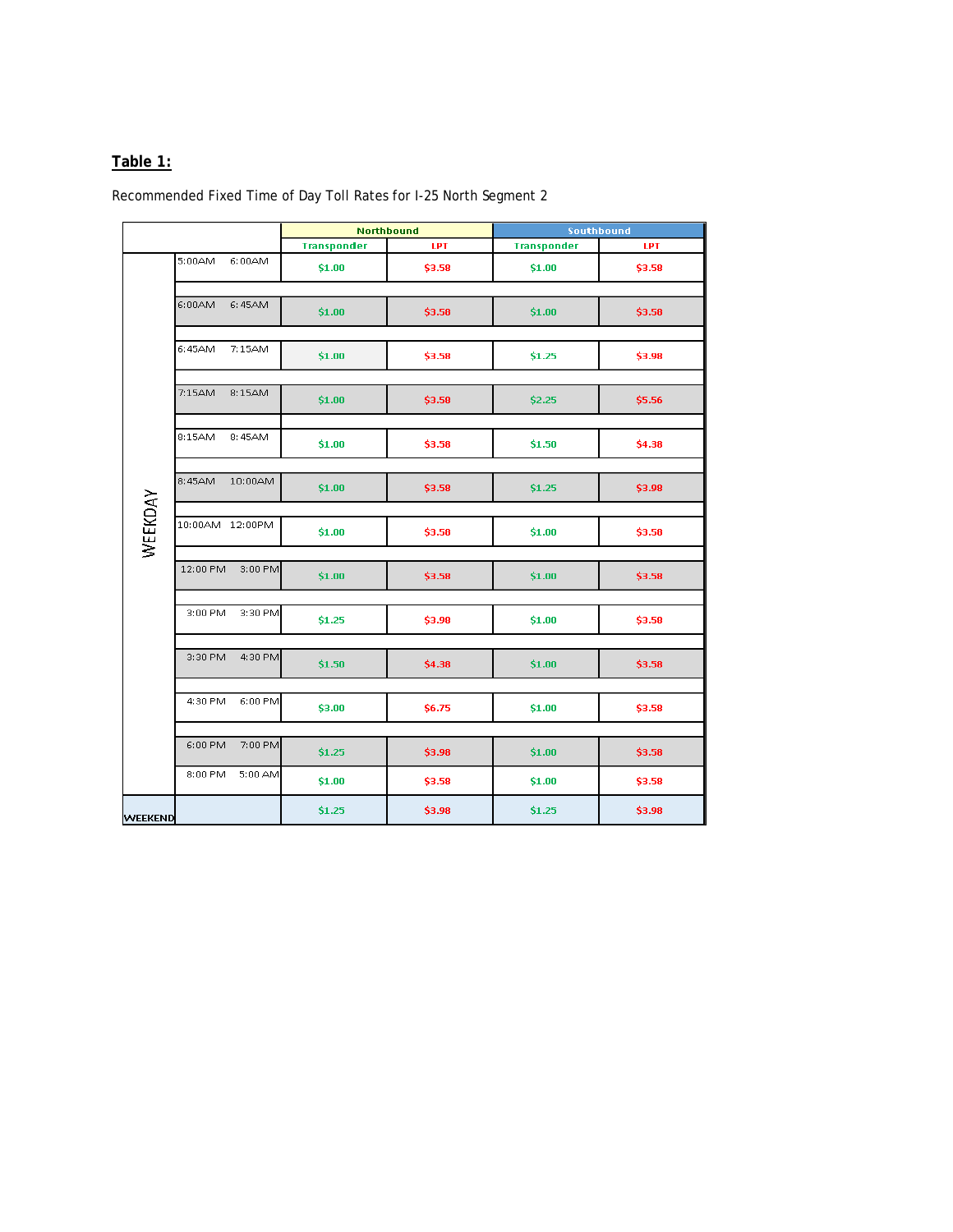**Table 1:**

Recommended Fixed Time of Day Toll Rates for I-25 North Segment 2

| | | | Northbound | | Southbound | |
|---|---|---|---|---|---|---|
| | | | Transponder | LPT | Transponder | LPT |
| WEEKDAY | 5:00AM | 6:00AM | $1.00 | $3.58 | $1.00 | $3.58 |
| | 6:00AM | 6:45AM | $1.00 | $3.58 | $1.00 | $3.58 |
| | 6:45AM | 7:15AM | $1.00 | $3.58 | $1.25 | $3.98 |
| | 7:15AM | 8:15AM | $1.00 | $3.58 | $2.25 | $5.56 |
| | 8:15AM | 8:45AM | $1.00 | $3.58 | $1.50 | $4.38 |
| | 8:45AM | 10:00AM | $1.00 | $3.58 | $1.25 | $3.98 |
| | 10:00AM | 12:00PM | $1.00 | $3.58 | $1.00 | $3.58 |
| | 12:00 PM | 3:00 PM | $1.00 | $3.58 | $1.00 | $3.58 |
| | 3:00 PM | 3:30 PM | $1.25 | $3.98 | $1.00 | $3.58 |
| | 3:30 PM | 4:30 PM | $1.50 | $4.38 | $1.00 | $3.58 |
| | 4:30 PM | 6:00 PM | $3.00 | $6.75 | $1.00 | $3.58 |
| | 6:00 PM | 7:00 PM | $1.25 | $3.98 | $1.00 | $3.58 |
| | 8:00 PM | 5:00 AM | $1.00 | $3.58 | $1.00 | $3.58 |
| WEEKEND | | | $1.25 | $3.98 | $1.25 | $3.98 |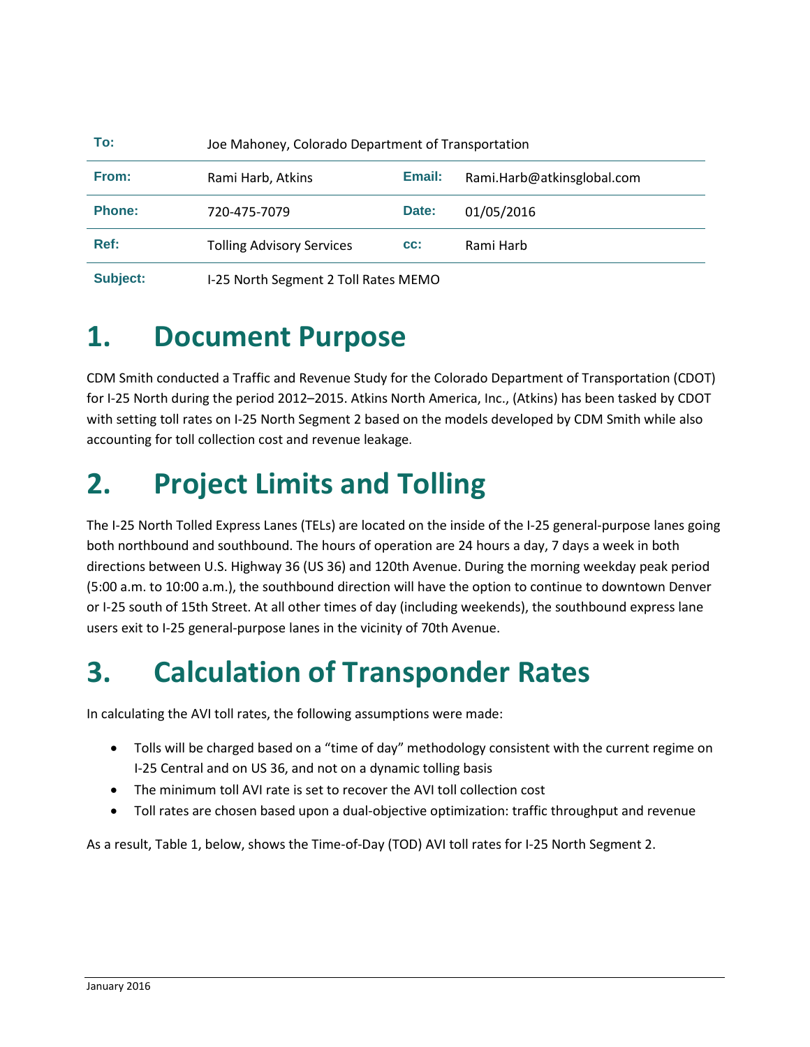| To: | Joe Mahoney, Colorado Department of Transportation | | |
|---|---|---|---|
| From: | Rami Harb, Atkins | Email: | Rami.Harb@atkinsglobal.com |
| Phone: | 720-475-7079 | Date: | 01/05/2016 |
| Ref: | Tolling Advisory Services | cc: | Rami Harb |
| Subject: | I-25 North Segment 2 Toll Rates MEMO | | |

# 1. Document Purpose

CDM Smith conducted a Traffic and Revenue Study for the Colorado Department of Transportation (CDOT) for I-25 North during the period 2012–2015. Atkins North America, Inc., (Atkins) has been tasked by CDOT with setting toll rates on I-25 North Segment 2 based on the models developed by CDM Smith while also accounting for toll collection cost and revenue leakage.

# 2. Project Limits and Tolling

The I-25 North Tolled Express Lanes (TELs) are located on the inside of the I-25 general-purpose lanes going both northbound and southbound. The hours of operation are 24 hours a day, 7 days a week in both directions between U.S. Highway 36 (US 36) and 120th Avenue. During the morning weekday peak period (5:00 a.m. to 10:00 a.m.), the southbound direction will have the option to continue to downtown Denver or I-25 south of 15th Street. At all other times of day (including weekends), the southbound express lane users exit to I-25 general-purpose lanes in the vicinity of 70th Avenue.

# 3. Calculation of Transponder Rates

In calculating the AVI toll rates, the following assumptions were made:

- Tolls will be charged based on a "time of day" methodology consistent with the current regime on I-25 Central and on US 36, and not on a dynamic tolling basis
- The minimum toll AVI rate is set to recover the AVI toll collection cost
- Toll rates are chosen based upon a dual-objective optimization: traffic throughput and revenue

As a result, Table 1, below, shows the Time-of-Day (TOD) AVI toll rates for I-25 North Segment 2.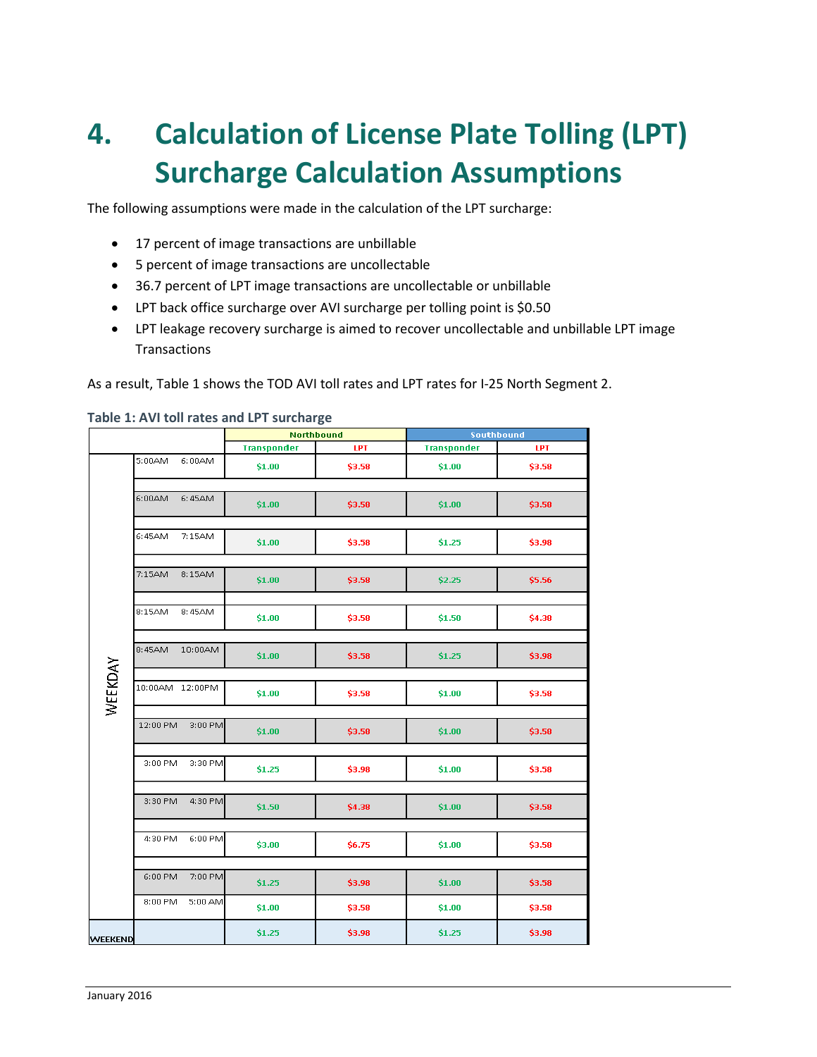# 4. Calculation of License Plate Tolling (LPT) Surcharge Calculation Assumptions

The following assumptions were made in the calculation of the LPT surcharge:

- 17 percent of image transactions are unbillable
- 5 percent of image transactions are uncollectable
- 36.7 percent of LPT image transactions are uncollectable or unbillable
- LPT back office surcharge over AVI surcharge per tolling point is $0.50
- LPT leakage recovery surcharge is aimed to recover uncollectable and unbillable LPT image Transactions

As a result, Table 1 shows the TOD AVI toll rates and LPT rates for I-25 North Segment 2.

**Table 1: AVI toll rates and LPT surcharge**

| | | | Northbound | | Southbound | |
|---|---|---|---|---|---|---|
| | | | Transponder | LPT | Transponder | LPT |
| WEEKDAY | 5:00AM | 6:00AM | $1.00 | $3.58 | $1.00 | $3.58 |
| | 6:00AM | 6:45AM | $1.00 | $3.58 | $1.00 | $3.58 |
| | 6:45AM | 7:15AM | $1.00 | $3.58 | $1.25 | $3.98 |
| | 7:15AM | 8:15AM | $1.00 | $3.58 | $2.25 | $5.56 |
| | 8:15AM | 8:45AM | $1.00 | $3.58 | $1.50 | $4.38 |
| | 8:45AM | 10:00AM | $1.00 | $3.58 | $1.25 | $3.98 |
| | 10:00AM | 12:00PM | $1.00 | $3.58 | $1.00 | $3.58 |
| | 12:00 PM | 3:00 PM | $1.00 | $3.58 | $1.00 | $3.58 |
| | 3:00 PM | 3:30 PM | $1.25 | $3.98 | $1.00 | $3.58 |
| | 3:30 PM | 4:30 PM | $1.50 | $4.38 | $1.00 | $3.58 |
| | 4:30 PM | 6:00 PM | $3.00 | $6.75 | $1.00 | $3.58 |
| | 6:00 PM | 7:00 PM | $1.25 | $3.98 | $1.00 | $3.58 |
| | 8:00 PM | 5:00 AM | $1.00 | $3.58 | $1.00 | $3.58 |
| WEEKEND | | | $1.25 | $3.98 | $1.25 | $3.98 |